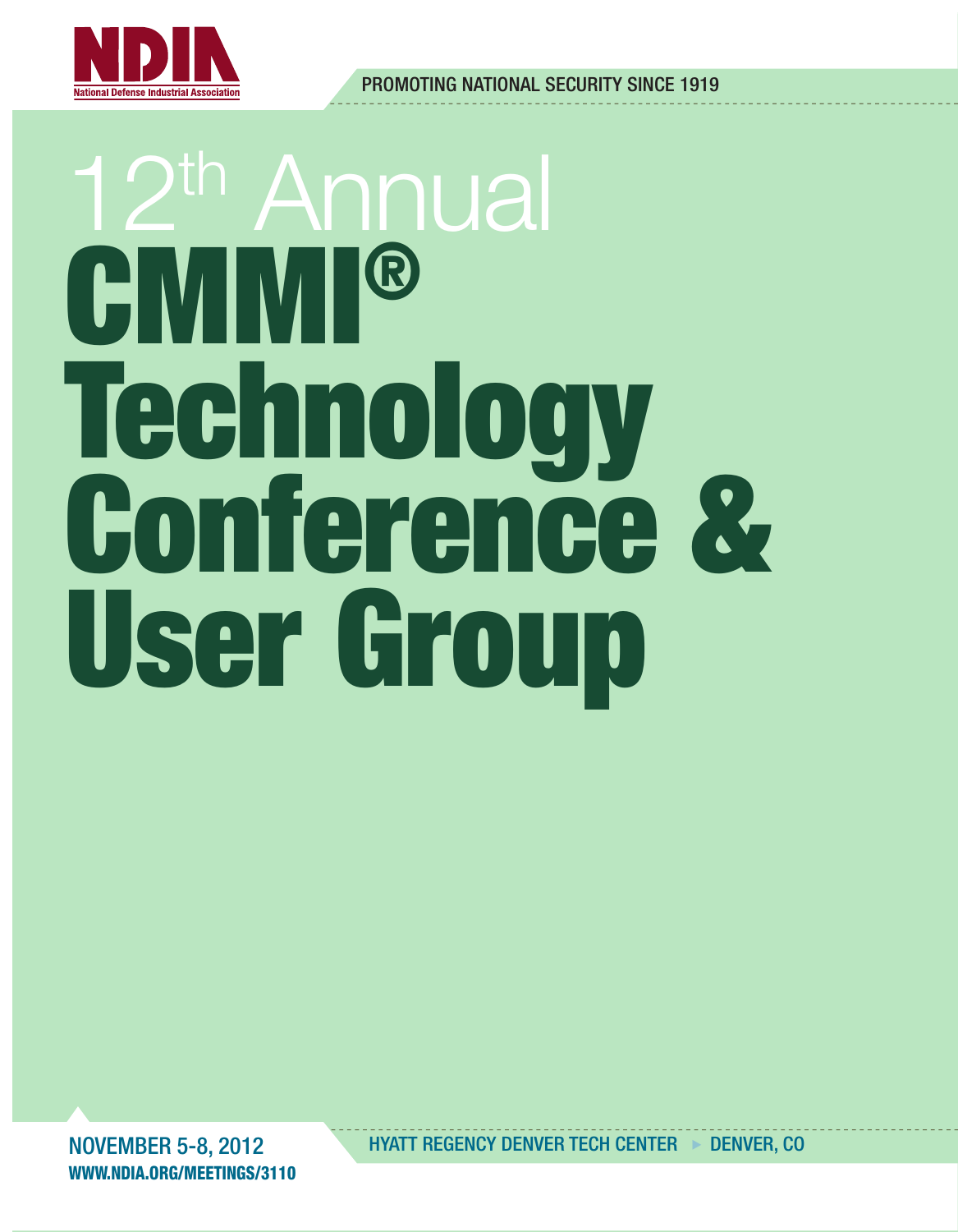NDIA
National Defense Industrial Association

PROMOTING NATIONAL SECURITY SINCE 1919

# 12th Annual CMMI® Technology Conference & User Group

NOVEMBER 5-8, 2012

**WWW.NDIA.ORG/MEETINGS/3110**

HYATT REGENCY DENVER TECH CENTER ▸ DENVER, CO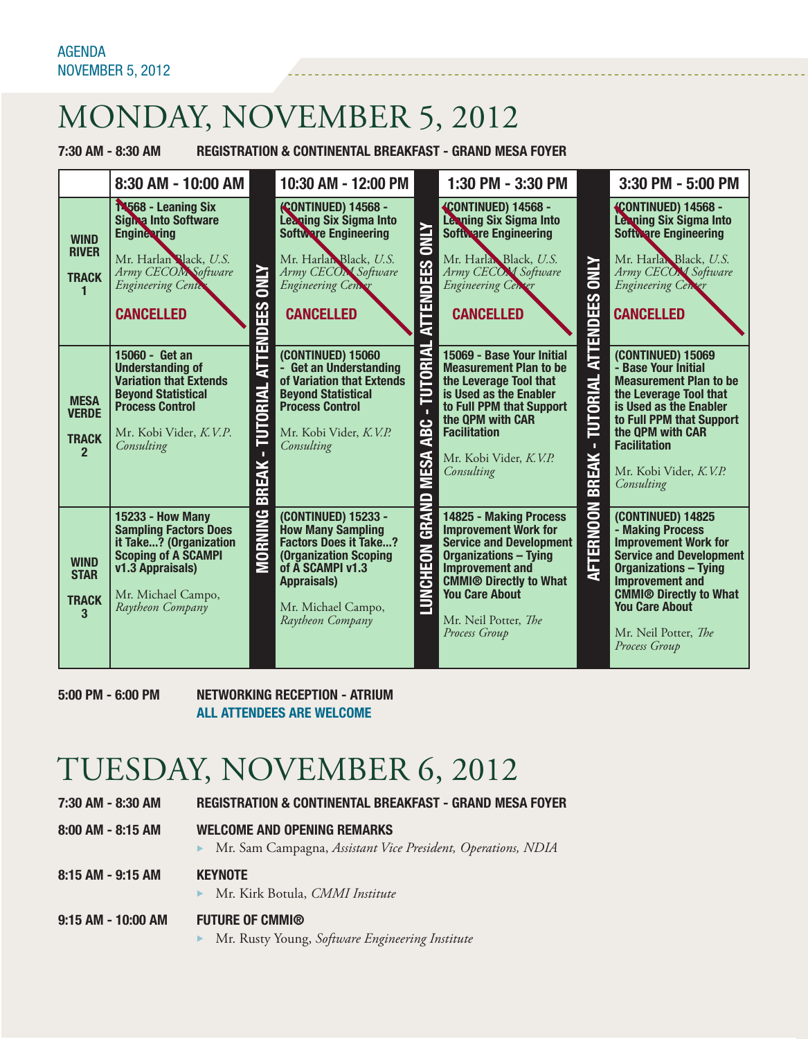# MONDAY, NOVEMBER 5, 2012

**7:30 AM - 8:30 AM** **REGISTRATION & CONTINENTAL BREAKFAST - GRAND MESA FOYER**

| | 8:30 AM - 10:00 AM | | 10:30 AM - 12:00 PM | | 1:30 PM - 3:30 PM | | 3:30 PM - 5:00 PM |
|---|---|---|---|---|---|---|---|
| **WIND RIVER TRACK 1** | **14568 - Leaning Six Sigma Into Software Engineering** Mr. Harlan Black, *U.S. Army CECOM Software Engineering Center* **CANCELLED** | MORNING BREAK - TUTORIAL ATTENDEES ONLY | **(CONTINUED) 14568 - Leaning Six Sigma Into Software Engineering** Mr. Harlan Black, *U.S. Army CECOM Software Engineering Center* **CANCELLED** | LUNCHEON GRAND MESA ABC - TUTORIAL ATTENDEES ONLY | **(CONTINUED) 14568 - Leaning Six Sigma Into Software Engineering** Mr. Harlan Black, *U.S. Army CECOM Software Engineering Center* **CANCELLED** | AFTERNOON BREAK - TUTORIAL ATTENDEES ONLY | **(CONTINUED) 14568 - Leaning Six Sigma Into Software Engineering** Mr. Harlan Black, *U.S. Army CECOM Software Engineering Center* **CANCELLED** |
| **MESA VERDE TRACK 2** | **15060 - Get an Understanding of Variation that Extends Beyond Statistical Process Control** Mr. Kobi Vider, *K.V.P. Consulting* | | **(CONTINUED) 15060 - Get an Understanding of Variation that Extends Beyond Statistical Process Control** Mr. Kobi Vider, *K.V.P. Consulting* | | **15069 - Base Your Initial Measurement Plan to be the Leverage Tool that is Used as the Enabler to Full PPM that Support the QPM with CAR Facilitation** Mr. Kobi Vider, *K.V.P. Consulting* | | **(CONTINUED) 15069 - Base Your Initial Measurement Plan to be the Leverage Tool that is Used as the Enabler to Full PPM that Support the QPM with CAR Facilitation** Mr. Kobi Vider, *K.V.P. Consulting* |
| **WIND STAR TRACK 3** | **15233 - How Many Sampling Factors Does it Take...? (Organization Scoping of A SCAMPI v1.3 Appraisals)** Mr. Michael Campo, *Raytheon Company* | | **(CONTINUED) 15233 - How Many Sampling Factors Does it Take...? (Organization Scoping of A SCAMPI v1.3 Appraisals)** Mr. Michael Campo, *Raytheon Company* | | **14825 - Making Process Improvement Work for Service and Development Organizations – Tying Improvement and CMMI® Directly to What You Care About** Mr. Neil Potter, *The Process Group* | | **(CONTINUED) 14825 - Making Process Improvement Work for Service and Development Organizations – Tying Improvement and CMMI® Directly to What You Care About** Mr. Neil Potter, *The Process Group* |

**5:00 PM - 6:00 PM** **NETWORKING RECEPTION - ATRIUM**
**ALL ATTENDEES ARE WELCOME**

# TUESDAY, NOVEMBER 6, 2012

**7:30 AM - 8:30 AM** **REGISTRATION & CONTINENTAL BREAKFAST - GRAND MESA FOYER**

**8:00 AM - 8:15 AM** **WELCOME AND OPENING REMARKS**
- Mr. Sam Campagna, *Assistant Vice President, Operations, NDIA*

**8:15 AM - 9:15 AM** **KEYNOTE**
- Mr. Kirk Botula, *CMMI Institute*

**9:15 AM - 10:00 AM** **FUTURE OF CMMI®**
- Mr. Rusty Young, *Software Engineering Institute*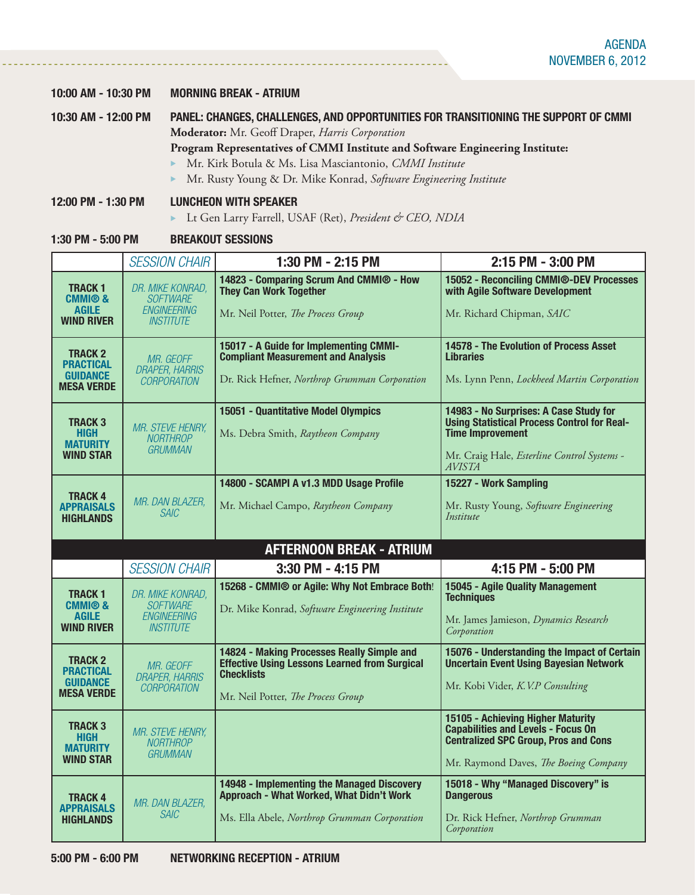AGENDA
NOVEMBER 6, 2012

**10:00 AM - 10:30 PM** **MORNING BREAK - ATRIUM**

**10:30 AM - 12:00 PM** **PANEL: CHANGES, CHALLENGES, AND OPPORTUNITIES FOR TRANSITIONING THE SUPPORT OF CMMI**

**Moderator:** Mr. Geoff Draper, *Harris Corporation*

**Program Representatives of CMMI Institute and Software Engineering Institute:**

- Mr. Kirk Botula & Ms. Lisa Masciantonio, *CMMI Institute*
- Mr. Rusty Young & Dr. Mike Konrad, *Software Engineering Institute*

**12:00 PM - 1:30 PM** **LUNCHEON WITH SPEAKER**

- Lt Gen Larry Farrell, USAF (Ret), *President & CEO, NDIA*

**1:30 PM - 5:00 PM** **BREAKOUT SESSIONS**

| | SESSION CHAIR | 1:30 PM - 2:15 PM | 2:15 PM - 3:00 PM |
|---|---|---|---|
| **TRACK 1 CMMI® & AGILE WIND RIVER** | DR. MIKE KONRAD, SOFTWARE ENGINEERING INSTITUTE | **14823 - Comparing Scrum And CMMI® - How They Can Work Together** Mr. Neil Potter, *The Process Group* | **15052 - Reconciling CMMI®-DEV Processes with Agile Software Development** Mr. Richard Chipman, *SAIC* |
| **TRACK 2 PRACTICAL GUIDANCE MESA VERDE** | MR. GEOFF DRAPER, HARRIS CORPORATION | **15017 - A Guide for Implementing CMMI-Compliant Measurement and Analysis** Dr. Rick Hefner, *Northrop Grumman Corporation* | **14578 - The Evolution of Process Asset Libraries** Ms. Lynn Penn, *Lockheed Martin Corporation* |
| **TRACK 3 HIGH MATURITY WIND STAR** | MR. STEVE HENRY, NORTHROP GRUMMAN | **15051 - Quantitative Model Olympics** Ms. Debra Smith, *Raytheon Company* | **14983 - No Surprises: A Case Study for Using Statistical Process Control for Real-Time Improvement** Mr. Craig Hale, *Esterline Control Systems - AVISTA* |
| **TRACK 4 APPRAISALS HIGHLANDS** | MR. DAN BLAZER, SAIC | **14800 - SCAMPI A v1.3 MDD Usage Profile** Mr. Michael Campo, *Raytheon Company* | **15227 - Work Sampling** Mr. Rusty Young, *Software Engineering Institute* |
| **AFTERNOON BREAK - ATRIUM** | | | |
| | **SESSION CHAIR** | **3:30 PM - 4:15 PM** | **4:15 PM - 5:00 PM** |
| **TRACK 1 CMMI® & AGILE WIND RIVER** | DR. MIKE KONRAD, SOFTWARE ENGINEERING INSTITUTE | **15268 - CMMI® or Agile: Why Not Embrace Both!** Dr. Mike Konrad, *Software Engineering Institute* | **15045 - Agile Quality Management Techniques** Mr. James Jamieson, *Dynamics Research Corporation* |
| **TRACK 2 PRACTICAL GUIDANCE MESA VERDE** | MR. GEOFF DRAPER, HARRIS CORPORATION | **14824 - Making Processes Really Simple and Effective Using Lessons Learned from Surgical Checklists** Mr. Neil Potter, *The Process Group* | **15076 - Understanding the Impact of Certain Uncertain Event Using Bayesian Network** Mr. Kobi Vider, *K.V.P Consulting* |
| **TRACK 3 HIGH MATURITY WIND STAR** | MR. STEVE HENRY, NORTHROP GRUMMAN | | **15105 - Achieving Higher Maturity Capabilities and Levels - Focus On Centralized SPC Group, Pros and Cons** Mr. Raymond Daves, *The Boeing Company* |
| **TRACK 4 APPRAISALS HIGHLANDS** | MR. DAN BLAZER, SAIC | **14948 - Implementing the Managed Discovery Approach - What Worked, What Didn't Work** Ms. Ella Abele, *Northrop Grumman Corporation* | **15018 - Why "Managed Discovery" is Dangerous** Dr. Rick Hefner, *Northrop Grumman Corporation* |

**5:00 PM - 6:00 PM** **NETWORKING RECEPTION - ATRIUM**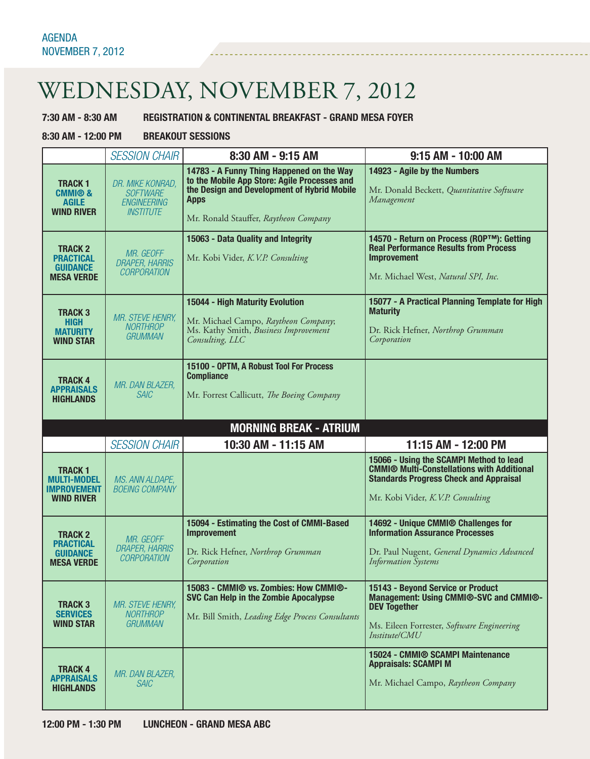AGENDA
NOVEMBER 7, 2012

# WEDNESDAY, NOVEMBER 7, 2012

**7:30 AM - 8:30 AM** **REGISTRATION & CONTINENTAL BREAKFAST - GRAND MESA FOYER**

**8:30 AM - 12:00 PM** **BREAKOUT SESSIONS**

| | *SESSION CHAIR* | **8:30 AM - 9:15 AM** | **9:15 AM - 10:00 AM** |
|---|---|---|---|
| **TRACK 1 CMMI® & AGILE WIND RIVER** | *DR. MIKE KONRAD, SOFTWARE ENGINEERING INSTITUTE* | **14783 - A Funny Thing Happened on the Way to the Mobile App Store: Agile Processes and the Design and Development of Hybrid Mobile Apps** Mr. Ronald Stauffer, *Raytheon Company* | **14923 - Agile by the Numbers** Mr. Donald Beckett, *Quantitative Software Management* |
| **TRACK 2 PRACTICAL GUIDANCE MESA VERDE** | *MR. GEOFF DRAPER, HARRIS CORPORATION* | **15063 - Data Quality and Integrity** Mr. Kobi Vider, *K.V.P. Consulting* | **14570 - Return on Process (ROP™): Getting Real Performance Results from Process Improvement** Mr. Michael West, *Natural SPI, Inc.* |
| **TRACK 3 HIGH MATURITY WIND STAR** | *MR. STEVE HENRY, NORTHROP GRUMMAN* | **15044 - High Maturity Evolution** Mr. Michael Campo, *Raytheon Company*; Ms. Kathy Smith, *Business Improvement Consulting, LLC* | **15077 - A Practical Planning Template for High Maturity** Dr. Rick Hefner, *Northrop Grumman Corporation* |
| **TRACK 4 APPRAISALS HIGHLANDS** | *MR. DAN BLAZER, SAIC* | **15100 - OPTM, A Robust Tool For Process Compliance** Mr. Forrest Callicutt, *The Boeing Company* | |
| **MORNING BREAK - ATRIUM** | | | |
| | *SESSION CHAIR* | **10:30 AM - 11:15 AM** | **11:15 AM - 12:00 PM** |
| **TRACK 1 MULTI-MODEL IMPROVEMENT WIND RIVER** | *MS. ANN ALDAPE, BOEING COMPANY* | | **15066 - Using the SCAMPI Method to lead CMMI® Multi-Constellations with Additional Standards Progress Check and Appraisal** Mr. Kobi Vider, *K.V.P. Consulting* |
| **TRACK 2 PRACTICAL GUIDANCE MESA VERDE** | *MR. GEOFF DRAPER, HARRIS CORPORATION* | **15094 - Estimating the Cost of CMMI-Based Improvement** Dr. Rick Hefner, *Northrop Grumman Corporation* | **14692 - Unique CMMI® Challenges for Information Assurance Processes** Dr. Paul Nugent, *General Dynamics Advanced Information Systems* |
| **TRACK 3 SERVICES WIND STAR** | *MR. STEVE HENRY, NORTHROP GRUMMAN* | **15083 - CMMI® vs. Zombies: How CMMI®-SVC Can Help in the Zombie Apocalypse** Mr. Bill Smith, *Leading Edge Process Consultants* | **15143 - Beyond Service or Product Management: Using CMMI®-SVC and CMMI®-DEV Together** Ms. Eileen Forrester, *Software Engineering Institute/CMU* |
| **TRACK 4 APPRAISALS HIGHLANDS** | *MR. DAN BLAZER, SAIC* | | **15024 - CMMI® SCAMPI Maintenance Appraisals: SCAMPI M** Mr. Michael Campo, *Raytheon Company* |

**12:00 PM - 1:30 PM** **LUNCHEON - GRAND MESA ABC**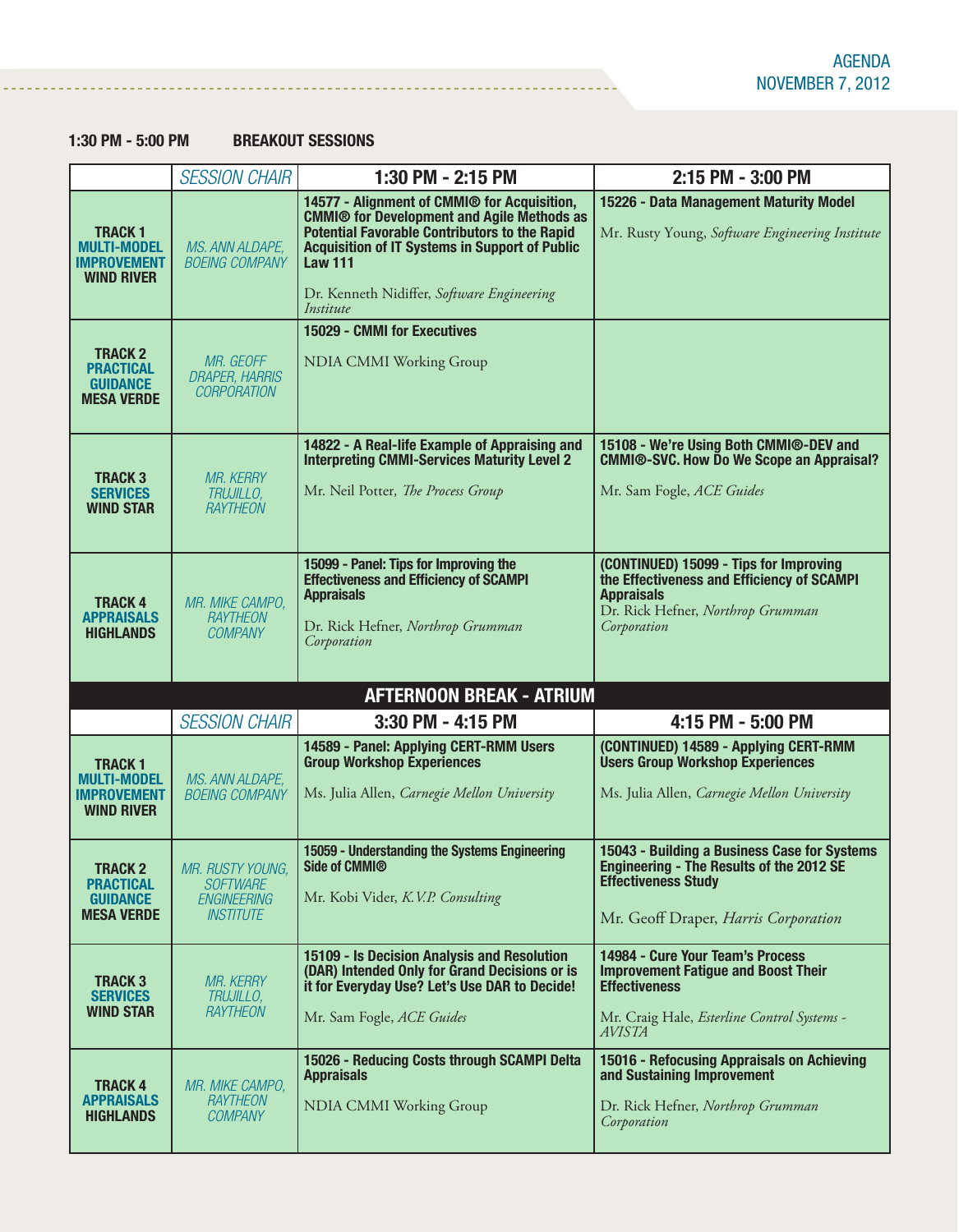AGENDA
NOVEMBER 7, 2012

**1:30 PM - 5:00 PM    BREAKOUT SESSIONS**

| | SESSION CHAIR | 1:30 PM - 2:15 PM | 2:15 PM - 3:00 PM |
|---|---|---|---|
| **TRACK 1 MULTI-MODEL IMPROVEMENT WIND RIVER** | *MS. ANN ALDAPE, BOEING COMPANY* | **14577 - Alignment of CMMI® for Acquisition, CMMI® for Development and Agile Methods as Potential Favorable Contributors to the Rapid Acquisition of IT Systems in Support of Public Law 111** Dr. Kenneth Nidiffer, *Software Engineering Institute* | **15226 - Data Management Maturity Model** Mr. Rusty Young, *Software Engineering Institute* |
| **TRACK 2 PRACTICAL GUIDANCE MESA VERDE** | *MR. GEOFF DRAPER, HARRIS CORPORATION* | **15029 - CMMI for Executives** NDIA CMMI Working Group | |
| **TRACK 3 SERVICES WIND STAR** | *MR. KERRY TRUJILLO, RAYTHEON* | **14822 - A Real-life Example of Appraising and Interpreting CMMI-Services Maturity Level 2** Mr. Neil Potter, *The Process Group* | **15108 - We're Using Both CMMI®-DEV and CMMI®-SVC. How Do We Scope an Appraisal?** Mr. Sam Fogle, *ACE Guides* |
| **TRACK 4 APPRAISALS HIGHLANDS** | *MR. MIKE CAMPO, RAYTHEON COMPANY* | **15099 - Panel: Tips for Improving the Effectiveness and Efficiency of SCAMPI Appraisals** Dr. Rick Hefner, *Northrop Grumman Corporation* | **(CONTINUED) 15099 - Tips for Improving the Effectiveness and Efficiency of SCAMPI Appraisals** Dr. Rick Hefner, *Northrop Grumman Corporation* |
| **AFTERNOON BREAK - ATRIUM** | | | |
| | SESSION CHAIR | 3:30 PM - 4:15 PM | 4:15 PM - 5:00 PM |
| **TRACK 1 MULTI-MODEL IMPROVEMENT WIND RIVER** | *MS. ANN ALDAPE, BOEING COMPANY* | **14589 - Panel: Applying CERT-RMM Users Group Workshop Experiences** Ms. Julia Allen, *Carnegie Mellon University* | **(CONTINUED) 14589 - Applying CERT-RMM Users Group Workshop Experiences** Ms. Julia Allen, *Carnegie Mellon University* |
| **TRACK 2 PRACTICAL GUIDANCE MESA VERDE** | *MR. RUSTY YOUNG, SOFTWARE ENGINEERING INSTITUTE* | **15059 - Understanding the Systems Engineering Side of CMMI®** Mr. Kobi Vider, *K.V.P. Consulting* | **15043 - Building a Business Case for Systems Engineering - The Results of the 2012 SE Effectiveness Study** Mr. Geoff Draper, *Harris Corporation* |
| **TRACK 3 SERVICES WIND STAR** | *MR. KERRY TRUJILLO, RAYTHEON* | **15109 - Is Decision Analysis and Resolution (DAR) Intended Only for Grand Decisions or is it for Everyday Use? Let's Use DAR to Decide!** Mr. Sam Fogle, *ACE Guides* | **14984 - Cure Your Team's Process Improvement Fatigue and Boost Their Effectiveness** Mr. Craig Hale, *Esterline Control Systems - AVISTA* |
| **TRACK 4 APPRAISALS HIGHLANDS** | *MR. MIKE CAMPO, RAYTHEON COMPANY* | **15026 - Reducing Costs through SCAMPI Delta Appraisals** NDIA CMMI Working Group | **15016 - Refocusing Appraisals on Achieving and Sustaining Improvement** Dr. Rick Hefner, *Northrop Grumman Corporation* |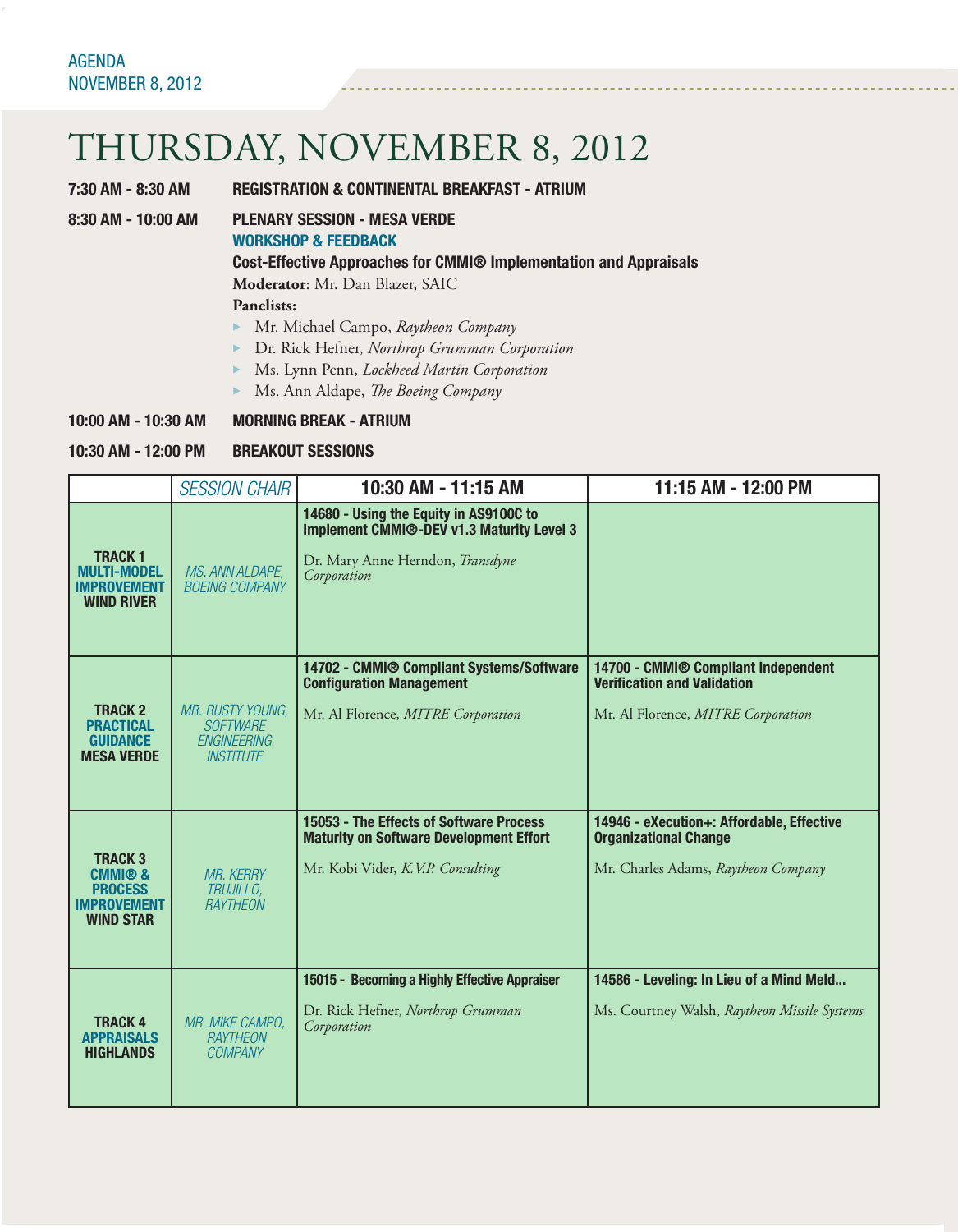AGENDA
NOVEMBER 8, 2012

# THURSDAY, NOVEMBER 8, 2012

**7:30 AM - 8:30 AM** **REGISTRATION & CONTINENTAL BREAKFAST - ATRIUM**

**8:30 AM - 10:00 AM** **PLENARY SESSION - MESA VERDE**

**WORKSHOP & FEEDBACK**

**Cost-Effective Approaches for CMMI® Implementation and Appraisals**

**Moderator**: Mr. Dan Blazer, SAIC

**Panelists:**

- Mr. Michael Campo, *Raytheon Company*
- Dr. Rick Hefner, *Northrop Grumman Corporation*
- Ms. Lynn Penn, *Lockheed Martin Corporation*
- Ms. Ann Aldape, *The Boeing Company*

**10:00 AM - 10:30 AM** **MORNING BREAK - ATRIUM**

**10:30 AM - 12:00 PM** **BREAKOUT SESSIONS**

| | *SESSION CHAIR* | 10:30 AM - 11:15 AM | 11:15 AM - 12:00 PM |
|---|---|---|---|
| **TRACK 1 MULTI-MODEL IMPROVEMENT WIND RIVER** | *MS. ANN ALDAPE, BOEING COMPANY* | **14680 - Using the Equity in AS9100C to Implement CMMI®-DEV v1.3 Maturity Level 3**<br>Dr. Mary Anne Herndon, *Transdyne Corporation* | |
| **TRACK 2 PRACTICAL GUIDANCE MESA VERDE** | *MR. RUSTY YOUNG, SOFTWARE ENGINEERING INSTITUTE* | **14702 - CMMI® Compliant Systems/Software Configuration Management**<br>Mr. Al Florence, *MITRE Corporation* | **14700 - CMMI® Compliant Independent Verification and Validation**<br>Mr. Al Florence, *MITRE Corporation* |
| **TRACK 3 CMMI® & PROCESS IMPROVEMENT WIND STAR** | *MR. KERRY TRUJILLO, RAYTHEON* | **15053 - The Effects of Software Process Maturity on Software Development Effort**<br>Mr. Kobi Vider, *K.V.P. Consulting* | **14946 - eXecution+: Affordable, Effective Organizational Change**<br>Mr. Charles Adams, *Raytheon Company* |
| **TRACK 4 APPRAISALS HIGHLANDS** | *MR. MIKE CAMPO, RAYTHEON COMPANY* | **15015 - Becoming a Highly Effective Appraiser**<br>Dr. Rick Hefner, *Northrop Grumman Corporation* | **14586 - Leveling: In Lieu of a Mind Meld...**<br>Ms. Courtney Walsh, *Raytheon Missile Systems* |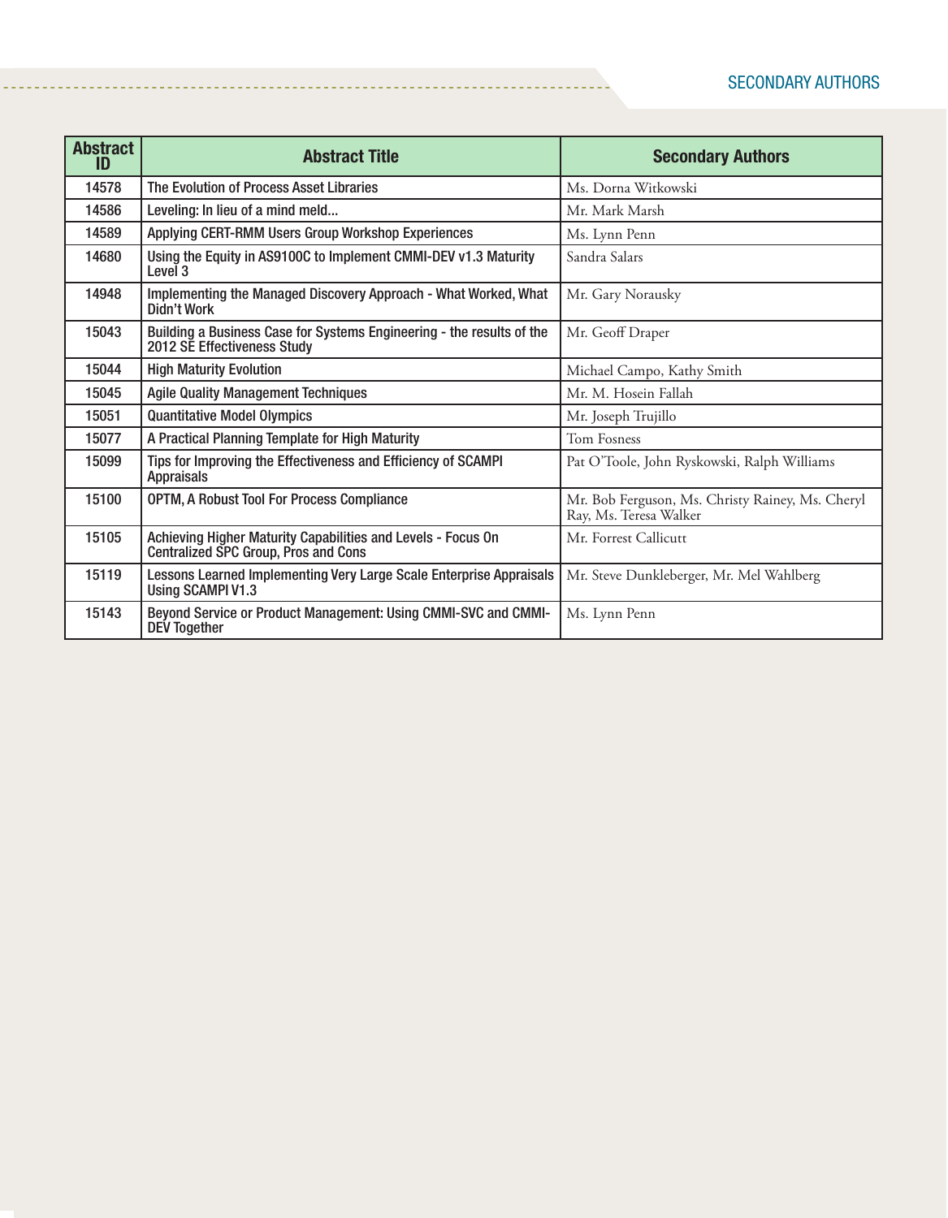| Abstract ID | Abstract Title | Secondary Authors |
| --- | --- | --- |
| 14578 | The Evolution of Process Asset Libraries | Ms. Dorna Witkowski |
| 14586 | Leveling: In lieu of a mind meld... | Mr. Mark Marsh |
| 14589 | Applying CERT-RMM Users Group Workshop Experiences | Ms. Lynn Penn |
| 14680 | Using the Equity in AS9100C to Implement CMMI-DEV v1.3 Maturity Level 3 | Sandra Salars |
| 14948 | Implementing the Managed Discovery Approach - What Worked, What Didn't Work | Mr. Gary Norausky |
| 15043 | Building a Business Case for Systems Engineering - the results of the 2012 SE Effectiveness Study | Mr. Geoff Draper |
| 15044 | High Maturity Evolution | Michael Campo, Kathy Smith |
| 15045 | Agile Quality Management Techniques | Mr. M. Hosein Fallah |
| 15051 | Quantitative Model Olympics | Mr. Joseph Trujillo |
| 15077 | A Practical Planning Template for High Maturity | Tom Fosness |
| 15099 | Tips for Improving the Effectiveness and Efficiency of SCAMPI Appraisals | Pat O'Toole, John Ryskowski, Ralph Williams |
| 15100 | OPTM, A Robust Tool For Process Compliance | Mr. Bob Ferguson, Ms. Christy Rainey, Ms. Cheryl Ray, Ms. Teresa Walker |
| 15105 | Achieving Higher Maturity Capabilities and Levels - Focus On Centralized SPC Group, Pros and Cons | Mr. Forrest Callicutt |
| 15119 | Lessons Learned Implementing Very Large Scale Enterprise Appraisals Using SCAMPI V1.3 | Mr. Steve Dunkleberger, Mr. Mel Wahlberg |
| 15143 | Beyond Service or Product Management: Using CMMI-SVC and CMMI-DEV Together | Ms. Lynn Penn |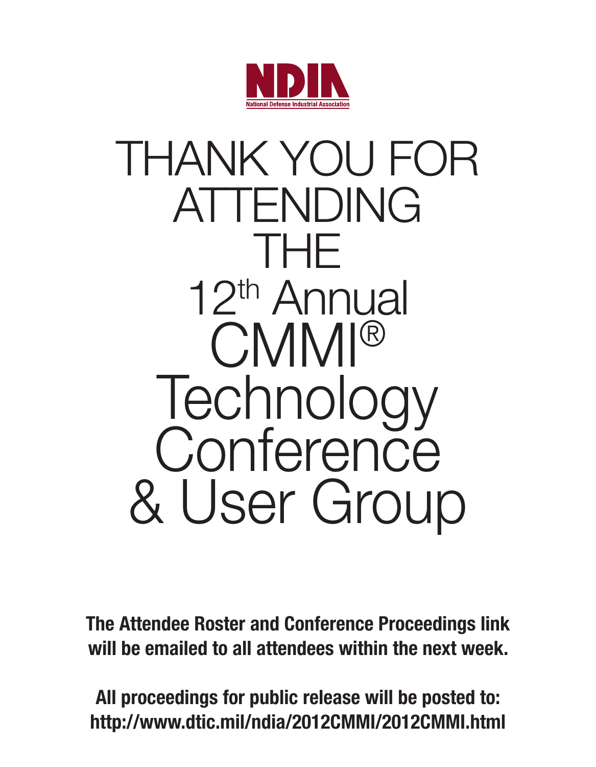NDIA

National Defense Industrial Association

# THANK YOU FOR ATTENDING THE 12th Annual CMMI® Technology Conference & User Group

**The Attendee Roster and Conference Proceedings link will be emailed to all attendees within the next week.**

**All proceedings for public release will be posted to: http://www.dtic.mil/ndia/2012CMMI/2012CMMI.html**